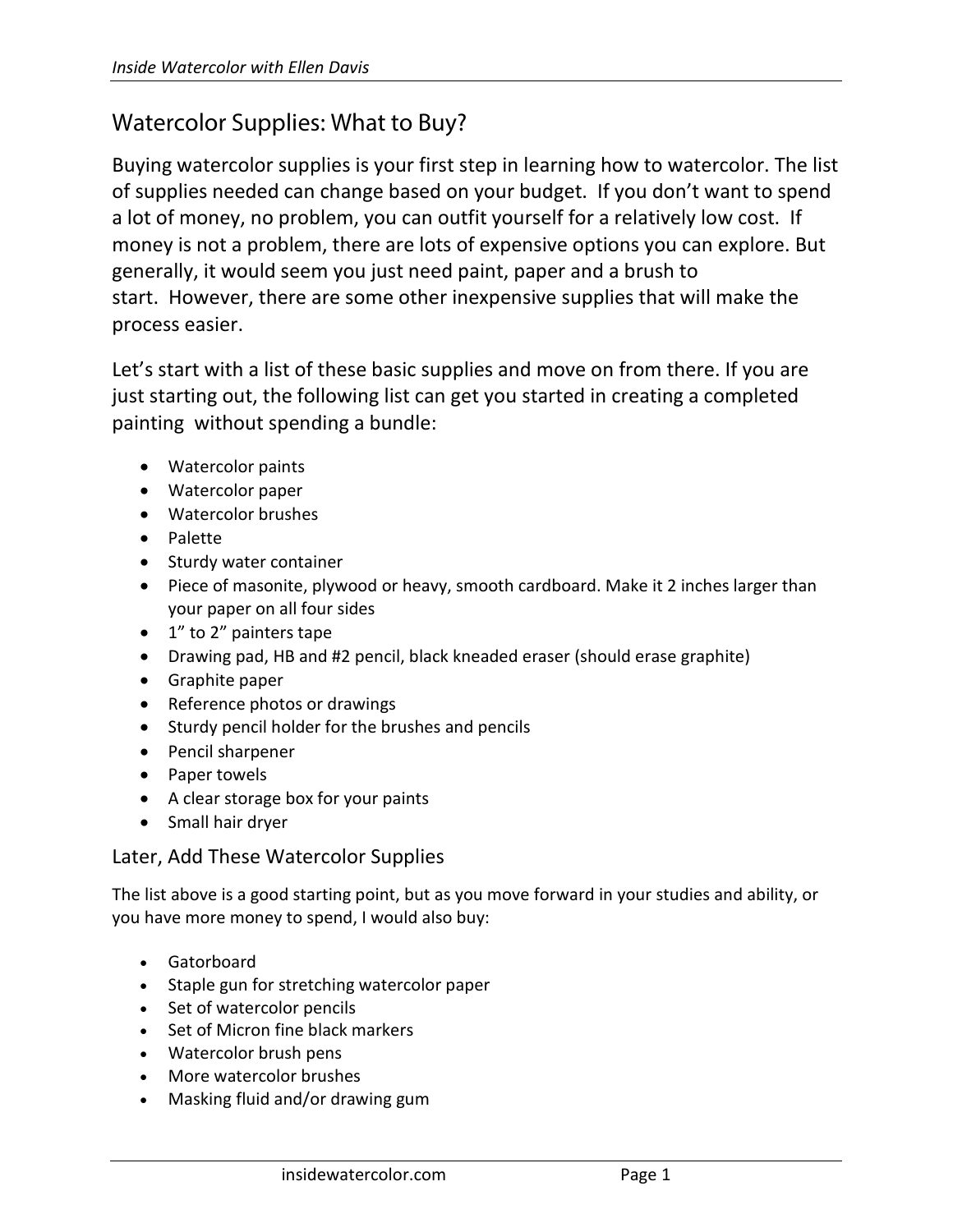# Watercolor Supplies: What to Buy?

Buying watercolor supplies is your first step in learning how to watercolor. The list of supplies needed can change based on your budget. If you don't want to spend a lot of money, no problem, you can outfit yourself for a relatively low cost. If money is not a problem, there are lots of expensive options you can explore. But generally, it would seem you just need paint, paper and a brush to start. However, there are some other inexpensive supplies that will make the process easier.

Let's start with a list of these basic supplies and move on from there. If you are just starting out, the following list can get you started in creating a completed painting without spending a bundle:

- Watercolor paints
- Watercolor paper
- Watercolor brushes
- Palette
- Sturdy water container
- Piece of masonite, plywood or heavy, smooth cardboard. Make it 2 inches larger than your paper on all four sides
- 1" to 2" painters tape
- Drawing pad, HB and #2 pencil, black kneaded eraser (should erase graphite)
- Graphite paper
- Reference photos or drawings
- Sturdy pencil holder for the brushes and pencils
- Pencil sharpener
- Paper towels
- A clear storage box for your paints
- Small hair dryer

## Later, Add These Watercolor Supplies

The list above is a good starting point, but as you move forward in your studies and ability, or you have more money to spend, I would also buy:

- Gatorboard
- Staple gun for stretching watercolor paper
- Set of watercolor pencils
- Set of Micron fine black markers
- Watercolor brush pens
- More watercolor brushes
- Masking fluid and/or drawing gum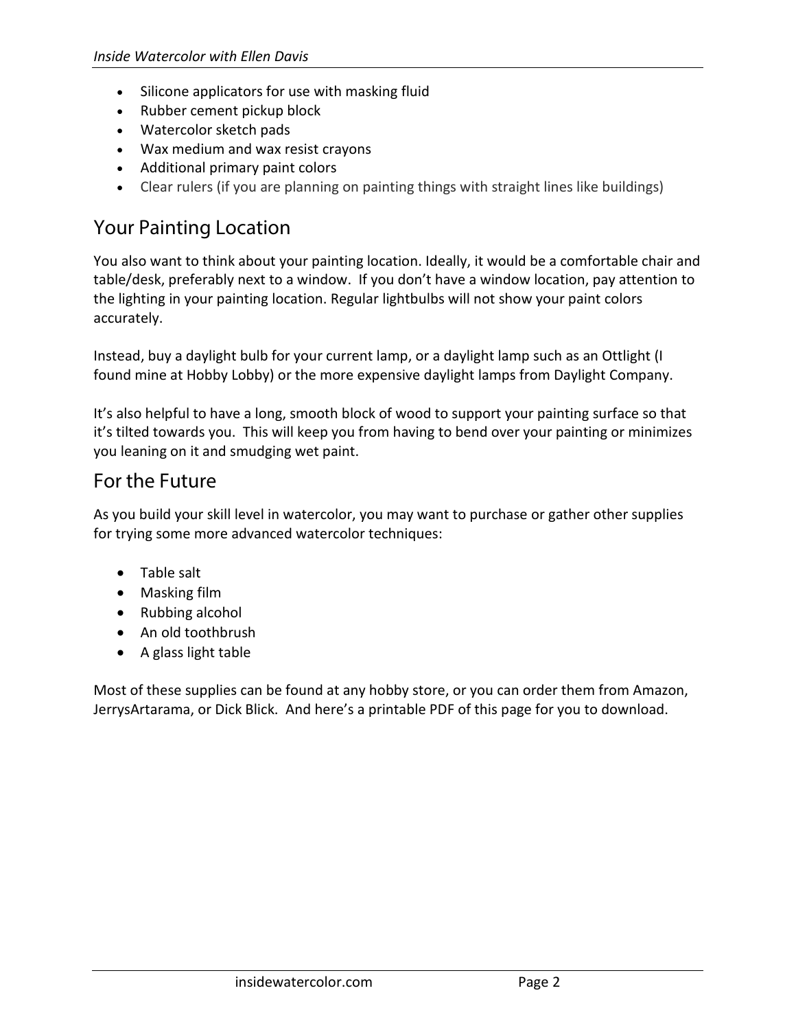- Silicone applicators for use with masking fluid
- Rubber cement pickup block
- Watercolor sketch pads
- Wax medium and wax resist crayons
- Additional primary paint colors
- Clear rulers (if you are planning on painting things with straight lines like buildings)

## Your Painting Location

You also want to think about your painting location. Ideally, it would be a comfortable chair and table/desk, preferably next to a window. If you don't have a window location, pay attention to the lighting in your painting location. Regular lightbulbs will not show your paint colors accurately.

Instead, buy a daylight bulb for your current lamp, or a daylight lamp such as an Ottlight (I found mine at Hobby Lobby) or the more expensive daylight lamps from Daylight Company.

It's also helpful to have a long, smooth block of wood to support your painting surface so that it's tilted towards you. This will keep you from having to bend over your painting or minimizes you leaning on it and smudging wet paint.

## For the Future

As you build your skill level in watercolor, you may want to purchase or gather other supplies for trying some more advanced watercolor techniques:

- Table salt
- Masking film
- Rubbing alcohol
- An old toothbrush
- A glass light table

Most of these supplies can be found at any hobby store, or you can order them from Amazon, JerrysArtarama, or Dick Blick. And here's a printable PDF of this page for you to download.